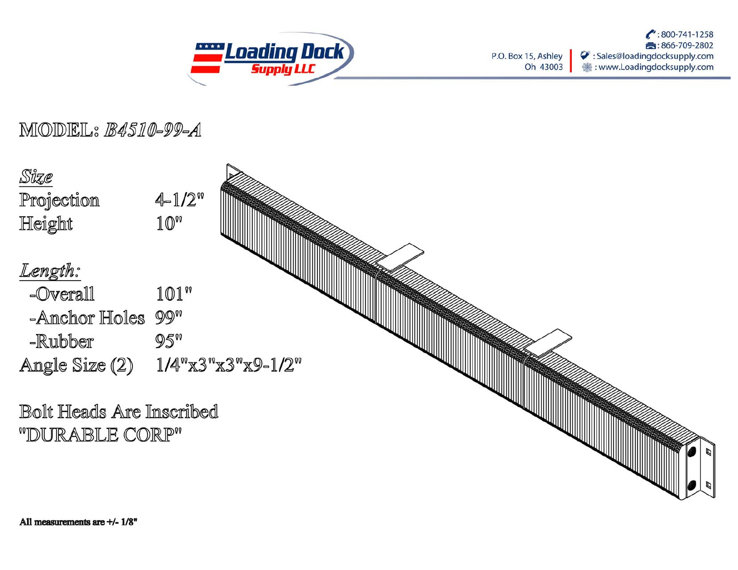# MODEL: *B4510-99-A*

## *Size*

| | |
|---|---|
| Projection | 4-1/2" |
| Height | 10" |

## *Length:*

| | |
|---|---|
| -Overall | 101" |
| -Anchor Holes | 99" |
| -Rubber | 95" |
| Angle Size (2) | 1/4"x3"x3"x9-1/2" |

Bolt Heads Are Inscribed "DURABLE CORP"

**All measurements are +/- 1/8"**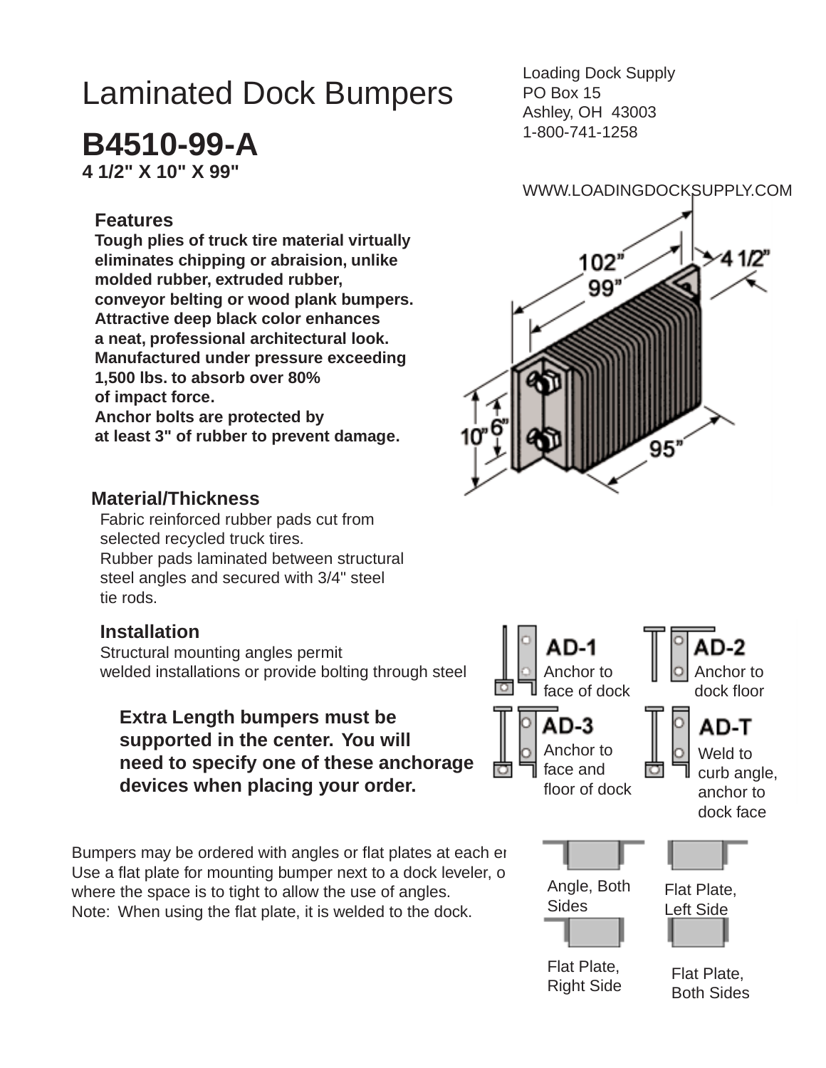# Laminated Dock Bumpers

Loading Dock Supply
PO Box 15
Ashley, OH 43003
1-800-741-1258

WWW.LOADINGDOCKSUPPLY.COM

## B4510-99-A

**4 1/2" X 10" X 99"**

### Features

**Tough plies of truck tire material virtually eliminates chipping or abraision, unlike molded rubber, extruded rubber, conveyor belting or wood plank bumpers.**
**Attractive deep black color enhances a neat, professional architectural look.**
**Manufactured under pressure exceeding 1,500 lbs. to absorb over 80% of impact force.**
**Anchor bolts are protected by at least 3" of rubber to prevent damage.**

102"
99"
4 1/2"
10"
6"
95"

### Material/Thickness

Fabric reinforced rubber pads cut from selected recycled truck tires.
Rubber pads laminated between structural steel angles and secured with 3/4" steel tie rods.

### Installation

Structural mounting angles permit welded installations or provide bolting through steel

**Extra Length bumpers must be supported in the center. You will need to specify one of these anchorage devices when placing your order.**

**AD-1** Anchor to face of dock

**AD-2** Anchor to dock floor

**AD-3** Anchor to face and floor of dock

**AD-T** Weld to curb angle, anchor to dock face

Bumpers may be ordered with angles or flat plates at each er
Use a flat plate for mounting bumper next to a dock leveler, o
where the space is to tight to allow the use of angles.
Note: When using the flat plate, it is welded to the dock.

Angle, Both Sides

Flat Plate, Left Side

Flat Plate, Right Side

Flat Plate, Both Sides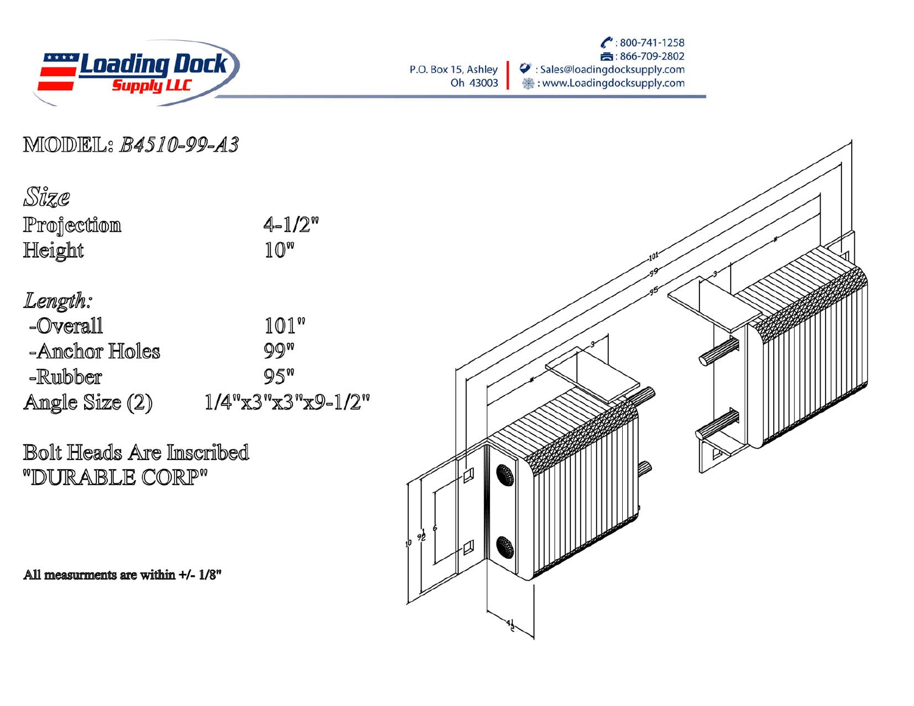# MODEL: *B4510-99-A3*

## *Size*

| | |
|---|---|
| Projection | 4-1/2" |
| Height | 10" |

## *Length:*

| | |
|---|---|
| -Overall | 101" |
| -Anchor Holes | 99" |
| -Rubber | 95" |
| Angle Size (2) | 1/4"x3"x3"x9-1/2" |

Bolt Heads Are Inscribed "DURABLE CORP"

**All measurments are within +/- 1/8"**

101

99

95

3

3

10

9 1/2

6

4 1/2